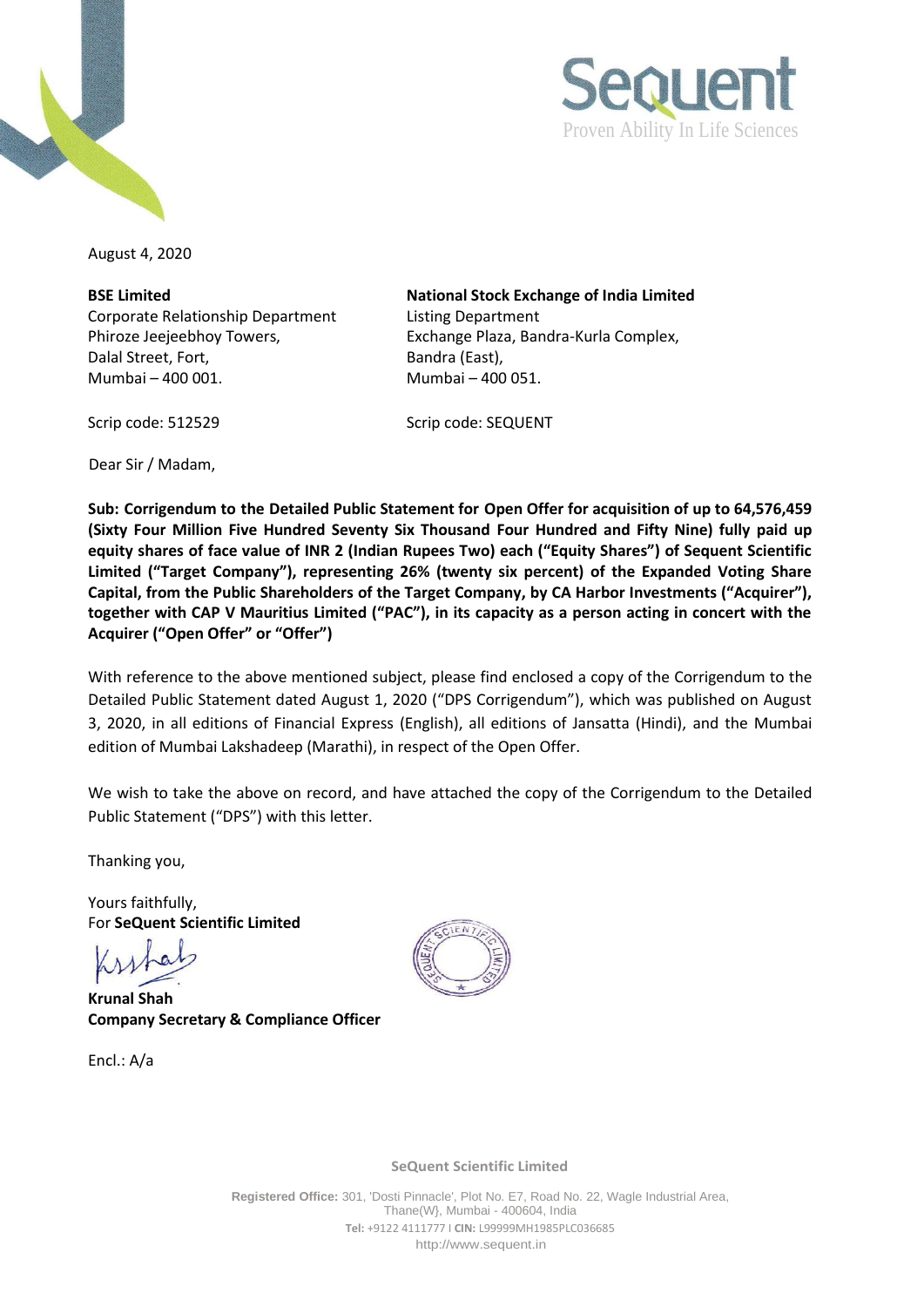Sequent
Proven Ability In Life Sciences

August 4, 2020

**BSE Limited**
Corporate Relationship Department
Phiroze Jeejeebhoy Towers,
Dalal Street, Fort,
Mumbai – 400 001.

Scrip code: 512529

**National Stock Exchange of India Limited**
Listing Department
Exchange Plaza, Bandra-Kurla Complex,
Bandra (East),
Mumbai – 400 051.

Scrip code: SEQUENT

Dear Sir / Madam,

**Sub: Corrigendum to the Detailed Public Statement for Open Offer for acquisition of up to 64,576,459 (Sixty Four Million Five Hundred Seventy Six Thousand Four Hundred and Fifty Nine) fully paid up equity shares of face value of INR 2 (Indian Rupees Two) each ("Equity Shares") of Sequent Scientific Limited ("Target Company"), representing 26% (twenty six percent) of the Expanded Voting Share Capital, from the Public Shareholders of the Target Company, by CA Harbor Investments ("Acquirer"), together with CAP V Mauritius Limited ("PAC"), in its capacity as a person acting in concert with the Acquirer ("Open Offer" or "Offer")**

With reference to the above mentioned subject, please find enclosed a copy of the Corrigendum to the Detailed Public Statement dated August 1, 2020 ("DPS Corrigendum"), which was published on August 3, 2020, in all editions of Financial Express (English), all editions of Jansatta (Hindi), and the Mumbai edition of Mumbai Lakshadeep (Marathi), in respect of the Open Offer.

We wish to take the above on record, and have attached the copy of the Corrigendum to the Detailed Public Statement ("DPS") with this letter.

Thanking you,

Yours faithfully,
For **SeQuent Scientific Limited**

**Krunal Shah**
**Company Secretary & Compliance Officer**

Encl.: A/a

**SeQuent Scientific Limited**

**Registered Office:** 301, 'Dosti Pinnacle', Plot No. E7, Road No. 22, Wagle Industrial Area, Thane(W), Mumbai - 400604, India
**Tel:** +9122 4111777 I **CIN:** L99999MH1985PLC036685
http://www.sequent.in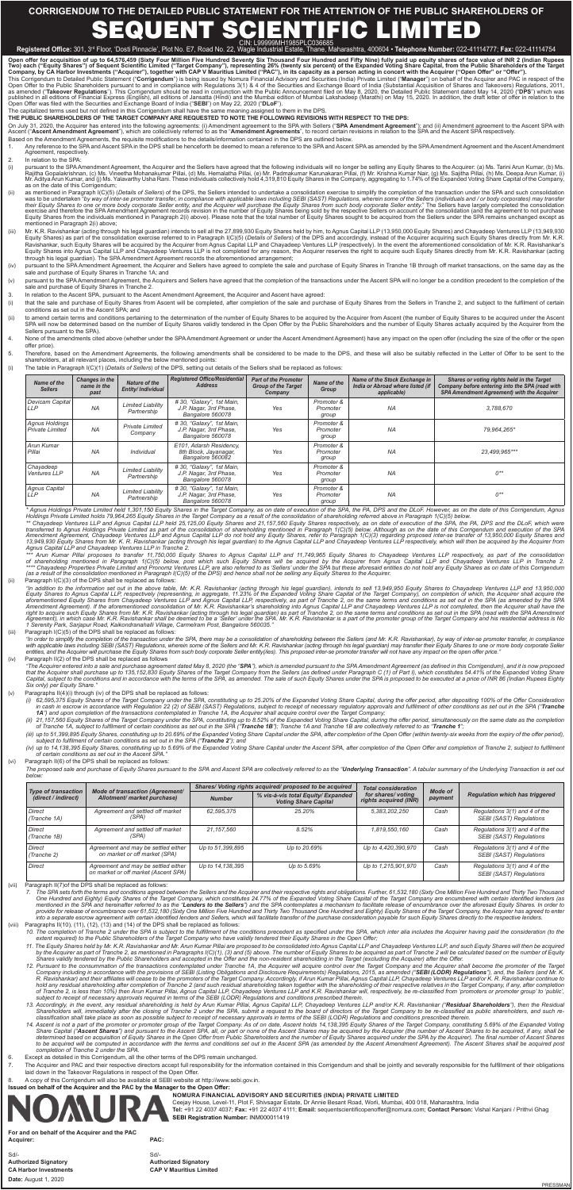# CORRIGENDUM TO THE DETAILED PUBLIC STATEMENT FOR THE ATTENTION OF THE PUBLIC SHAREHOLDERS OF

# SEQUENT SCIENTIFIC LIMITED

CIN: L99999MH1985PLC036685

**Registered Office:** 301, 3rd Floor, 'Dosti Pinnacle', Plot No. E7, Road No. 22, Wagle Industrial Estate, Thane, Maharashtra, 400604 • **Telephone Number:** 022-41114777; **Fax:** 022-41114754

**Open offer for acquisition of up to 64,576,459 (Sixty Four Million Five Hundred Seventy Six Thousand Four Hundred and Fifty Nine) fully paid up equity shares of face value of INR 2 (Indian Rupees Two) each ("Equity Shares") of Sequent Scientific Limited ("Target Company"), representing 26% (twenty six percent) of the Expanded Voting Share Capital, from the Public Shareholders of the Target Company, by CA Harbor Investments ("Acquirer"), together with CAP V Mauritius Limited ("PAC"), in its capacity as a person acting in concert with the Acquirer ("Open Offer" or "Offer").**

This Corrigendum to Detailed Public Statement ("**Corrigendum**") is being issued by Nomura Financial Advisory and Securities (India) Private Limited ("**Manager**") on behalf of the Acquirer and PAC in respect of the Open Offer to the Public Shareholders pursuant to and in compliance with Regulations 3(1) & 4 of the Securities and Exchange Board of India (Substantial Acquisition of Shares and Takeovers) Regulations, 2011, as amended ("**Takeover Regulations**"). This Corrigendum should be read in conjunction with the Public Announcement filed on May 8, 2020, the Detailed Public Statement dated May 14, 2020 ("**DPS**") which was published in all editions of Financial Express (English), all editions of Jansatta (Hindi) and the Mumbai edition of Mumbai Lakshadeep (Marathi) on May 15, 2020. In addition, the draft letter of offer in relation to the Open Offer was filed with the Securities and Exchange Board of India ("**SEBI**") on May 22, 2020 ("**DLoF**").

The capitalized terms used but not defined in this Corrigendum shall have the same meaning assigned to them in the DPS.

**THE PUBLIC SHAREHOLDERS OF THE TARGET COMPANY ARE REQUESTED TO NOTE THE FOLLOWING REVISIONS WITH RESPECT TO THE DPS:**

On July 31, 2020, the Acquirer has entered into the following agreements: (i) Amendment agreement to the SPA with Sellers ("**SPA Amendment Agreement**"); and (ii) Amendment agreement to the Ascent SPA with Ascent ("**Ascent Amendment Agreement**"), which are collectively referred to as the "**Amendment Agreements**", to record certain revisions in relation to the SPA and the Ascent SPA respectively.

Based on the Amendment Agreements, the requisite modifications to the details/information contained in the DPS are outlined below.

1. Any reference to the SPA and Ascent SPA in the DPS shall be henceforth be deemed to mean a reference to the SPA and Ascent SPA as amended by the SPA Amendment Agreement and the Ascent Amendment Agreement, respectively.
2. In relation to the SPA:

(i) pursuant to the SPA Amendment Agreement, the Acquirer and the Sellers have agreed that the following individuals will no longer be selling any Equity Shares to the Acquirer: (a) Ms. Tarini Arun Kumar, (b) Ms. Rajitha Gopalakrishnan, (c) Ms. Vineetha Mohanakumar Pillai, (d) Ms. Hemalatha Pillai, (e) Mr. Padmakumar Karunakaran Pillai, (f) Mr. Krishna Kumar Nair, (g) Ms. Sajitha Pillai, (h) Ms. Deepa Arun Kumar, (i) Mr. Aditya Arun Kumar, and (j) Ms. Valavarthy Usha Rani. These individuals collectively hold 4,319,810 Equity Shares in the Company, aggregating to 1.74% of the Expanded Voting Share Capital of the Company, as on the date of this Corrigendum;

(ii) as mentioned in Paragraph I(C)(5) (*Details of Sellers*) of the DPS, the Sellers intended to undertake a consolidation exercise to simplify the completion of the transaction under the SPA and such consolidation was to be undertaken "*by way of inter-se promoter transfer, in compliance with applicable laws including SEBI (SAST) Regulations, wherein some of the Sellers (individuals and/or body corporates) may transfer their Equity Shares to one or more body corporate Seller entity, and the Acquirer will purchase the Equity Shares from such body corporate Seller entity.*" The Sellers have largely completed the consolidation exercise and therefore the SPA Amendment Agreement records revision in the number of Equity Shares being sold by the respective Sellers on account of the consolidation (and the agreement to not purchase Equity Shares from the individuals mentioned in Paragraph 2(i) above). Please note that the total number of Equity Shares sought to be acquired from the Sellers under the SPA remains unchanged except as mentioned in Paragraph 2(i) above;

(iii) Mr. K.R. Ravishankar (acting through his legal guardian) intends to sell all the 27,899,930 Equity Shares held by him, to Agnus Capital LLP (13,950,000 Equity Shares) and Chayadeep Ventures LLP (13,949,930 Equity Shares) as part of the consolidation exercise referred to in Paragraph I(C)(5) (*Details of Sellers*) of the DPS and accordingly, instead of the Acquirer acquiring such Equity Shares directly from Mr. K.R. Ravishankar, such Equity Shares will be acquired by the Acquirer from Agnus Capital LLP and Chayadeep Ventures LLP (respectively). In the event the aforementioned consolidation of Mr. K.R. Ravishankar's Equity Shares into Agnus Capital LLP and Chayadeep Ventures LLP is not completed for any reason, the Acquirer reserves the right to acquire such Equity Shares directly from Mr. K.R. Ravishankar (acting through his legal guardian). The SPA Amendment Agreement records the aforementioned arrangement;

(iv) pursuant to the SPA Amendment Agreement, the Acquirer and Sellers have agreed to complete the sale and purchase of Equity Shares in Tranche 1B through off market transactions, on the same day as the sale and purchase of Equity Shares in Tranche 1A; and

(v) pursuant to the SPA Amendment Agreement, the Acquirers and Sellers have agreed that the completion of the transactions under the Ascent SPA will no longer be a condition precedent to the completion of the sale and purchase of Equity Shares in Tranche 2.

3. In relation to the Ascent SPA, pursuant to the Ascent Amendment Agreement, the Acquirer and Ascent have agreed:

(i) that the sale and purchase of Equity Shares from Ascent will be completed, after completion of the sale and purchase of Equity Shares from the Sellers in Tranche 2, and subject to the fulfilment of certain conditions as set out in the Ascent SPA; and

(ii) to amend certain terms and conditions pertaining to the determination of the number of Equity Shares to be acquired by the Acquirer from Ascent (the number of Equity Shares to be acquired under the Ascent SPA will now be determined based on the number of Equity Shares validly tendered in the Open Offer by the Public Shareholders and the number of Equity Shares actually acquired by the Acquirer from the Sellers pursuant to the SPA).

4. None of the amendments cited above (whether under the SPA Amendment Agreement or under the Ascent Amendment Agreement) have any impact on the open offer (including the size of the offer or the open offer price).
5. Therefore, based on the Amendment Agreements, the following amendments shall be considered to be made to the DPS, and these will also be suitably reflected in the Letter of Offer to be sent to the shareholders, at all relevant places, including the below mentioned points:

(i) The table in Paragraph I(C)(1) (*Details of Sellers*) of the DPS, setting out details of the Sellers shall be replaced as follows:

| Name of the Sellers | Changes in the name in the past | Nature of the Entity/ Individual | Registered Office/Residential Address | Part of the Promoter Group of the Target Company | Name of the Group | Name of the Stock Exchange in India or Abroad where listed (if applicable) | Shares or voting rights held in the Target Company before entering into the SPA (read with SPA Amendment Agreement) with the Acquirer |
|---|---|---|---|---|---|---|---|
| Devicam Capital LLP | NA | Limited Liability Partnership | # 30, "Galaxy", 1st Main, J.P. Nagar, 3rd Phase, Bangalore 560078 | Yes | Promoter & Promoter group | NA | 3,788,670 |
| Agnus Holdings Private Limited | NA | Private Limited Company | # 30, "Galaxy", 1st Main, J.P. Nagar, 3rd Phase, Bangalore 560078 | Yes | Promoter & Promoter group | NA | 79,964,265* |
| Arun Kumar Pillai | NA | Individual | E101, Adarsh Residency, 8th Block, Jayanagar, Bangalore 560082 | Yes | Promoter & Promoter group | NA | 23,499,965*** |
| Chayadeep Ventures LLP | NA | Limited Liability Partnership | # 30, "Galaxy", 1st Main, J.P. Nagar, 3rd Phase, Bangalore 560078 | Yes | Promoter & Promoter group | NA | 0** |
| Agnus Capital LLP | NA | Limited Liability Partnership | # 30, "Galaxy", 1st Main, J.P. Nagar, 3rd Phase, Bangalore 560078 | Yes | Promoter & Promoter group | NA | 0** |

\* *Agnus Holdings Private Limited held 1,301,150 Equity Shares in the Target Company, as on date of execution of the SPA, the PA, DPS and the DLoF. However, as on the date of this Corrigendum, Agnus Holdings Private Limited holds 79,964,265 Equity Shares in the Target Company as a result of the consolidation of shareholding referred above in Paragraph 1(C)(5) below.*

\*\* *Chayadeep Ventures LLP and Agnus Capital LLP held 25,125,00 Equity Shares and 21,157,560 Equity Shares respectively, as on date of execution of the SPA, the PA, DPS and the DLoF, which were transferred to Agnus Holdings Private Limited as part of the consolidation of shareholding mentioned in Paragraph 1(C)(5) below. Although as on the date of this Corrigendum and execution of the SPA Amendment Agreement, Chayadeep Ventures LLP and Agnus Capital LLP do not hold any Equity Shares, refer to Paragraph 1(C)(3) regarding proposed inter-se transfer of 13,950,000 Equity Shares and 13,949,930 Equity Shares from Mr. K. R. Ravishankar (acting through his legal guardian) to the Agnus Capital LLP and Chayadeep Ventures LLP respectively, which will then be acquired by the Acquirer from Agnus Capital LLP and Chayadeep Ventures LLP in Tranche 2.*

\*\*\* *Arun Kumar Pillai proposes to transfer 11,750,000 Equity Shares to Agnus Capital LLP and 11,749,965 Equity Shares to Chayadeep Ventures LLP respectively, as part of the consolidation of shareholding mentioned in Paragraph 1(C)(5) below, post which such Equity Shares will be acquired by the Acquirer from Agnus Capital LLP and Chayadeep Ventures LLP in Tranche 2.*

\*\*\*\* *Chayadeep Properties Private Limited and Pronomz Ventures LLP, are also referred to as 'Sellers' under the SPA but these aforesaid entities do not hold any Equity Shares as on date of this Corrigendum (as a result of the consolidation mentioned in Paragraph I(C)(5) of the DPS) and hence shall not be selling any Equity Shares to the Acquirer.*

(ii) Paragraph I(C)(3) of the DPS shall be replaced as follows:

"*In addition to the information set out in the above table, Mr. K.R. Ravishankar (acting through his legal guardian), intends to sell 13,949,950 Equity Shares to Chayadeep Ventures LLP and 13,950,000 Equity Shares to Agnus Capital LLP, respectively (representing, in aggregate, 11.23% of the Expanded Voting Share Capital of the Target Company), on completion of which, the Acquirer shall acquire the aforementioned Equity Shares from Chayadeep Ventures LLP and Agnus Capital LLP, respectively, as part of Tranche 2, on the same terms and conditions as set out in the SPA (as amended by the SPA Amendment Agreement). If the aforementioned consolidation of Mr. K.R. Ravishankar's Equity Shares into Agnus Capital LLP and Chayadeep Ventures LLP is not completed, then the Acquirer shall have the right to acquire such Equity Shares from Mr. K.R. Ravishankar (acting through his legal guardian) as part of Tranche 2, on the same terms and conditions as set out in the SPA (read with the SPA Amendment Agreement), in which case Mr. K.R. Ravishankar shall be deemed to be a 'Seller' under the SPA. Mr. K.R. Ravishankar is a part of the promoter group of the Target Company and his residential address is No 1 Serenity Park, Sarjapur Road, Kaikondrahalli Village, Carmelram Post, Bangalore 560035.*"

(iii) Paragraph I(C)(5) of the DPS shall be replaced as follows:

"*In order to simplify the completion of the transaction under the SPA, there may be a consolidation of shareholding between the Sellers (and Mr. K.R. Ravishankar), by way of inter-se promoter transfer, in compliance with applicable laws including SEBI (SAST) Regulations, wherein some of the Sellers and Mr. K.R. Ravishankar (acting through his legal guardian) may transfer their Equity Shares to one or more body corporate Seller entities, and the Acquirer will purchase the Equity Shares from such body corporate Seller entity(ies). This proposed inter-se promoter transfer will not have any impact on the open offer price.*"

(iv) Paragraph II(2) of the DPS shall be replaced as follows:

"*The Acquirer entered into a sale and purchase agreement dated May 8, 2020 (the "SPA"), which is amended pursuant to the SPA Amendment Agreement (as defined in this Corrigendum), and it is now proposed that the Acquirer shall purchase up to 135,152,830 Equity Shares of the Target Company from the Sellers (as defined under Paragraph C (1) of Part I), which constitutes 54.41% of the Expanded Share Capital, subject to the conditions and in accordance with the terms of the SPA, as amended. The sale of such Equity Shares under the SPA is proposed to be executed at a price of INR 86 (Indian Rupees Eighty Six only) per Equity Share.*"

(v) Paragraphs II(4)(i) through (iv) of the DPS shall be replaced as follows:

(i) *62,595,375 Equity Shares of the Target Company under the SPA, constituting up to 25.20% of the Expanded Voting Share Capital, during the offer period, after depositing 100% of the Offer Consideration in cash in escrow in accordance with Regulation 22 (2) of SEBI (SAST) Regulations, subject to receipt of necessary regulatory approvals and fulfilment of other conditions as set out in the SPA ("**Tranche 1A**") and upon completion of the transactions contemplated in Tranche 1A, the Acquirer shall acquire control over the Target Company;*

(ii) *21,157,560 Equity Shares of the Target Company under the SPA, constituting up to 8.52% of the Expanded Voting Share Capital, during the offer period, simultaneously on the same date as the completion of Tranche 1A, subject to fulfilment of certain conditions as set out in the SPA ("**Tranche 1B**"); Tranche 1A and Tranche 1B are collectively referred to as "**Tranche 1**";*

(iii) *up to 51,399,895 Equity Shares, constituting up to 20.69% of the Expanded Voting Share Capital under the SPA, after completion of the Open Offer (within twenty-six weeks from the expiry of the offer period), subject to fulfilment of certain conditions as set out in the SPA ("**Tranche 2**"); and*

(iv) *up to 14,138,395 Equity Shares, constituting up to 5.69% of the Expanded Voting Share Capital under the Ascent SPA, after completion of the Open Offer and completion of Tranche 2, subject to fulfilment of certain conditions as set out in the Ascent SPA.*"

(vi) Paragraph II(6) of the DPS shall be replaced as follows:

*The proposed sale and purchase of Equity Shares pursuant to the SPA and Ascent SPA are collectively referred to as the "**Underlying Transaction**". A tabular summary of the Underlying Transaction is set out below:*

| Type of transaction (direct / indirect) | Mode of transaction (Agreement/ Allotment/ market purchase) | Shares/ Voting rights acquired/ proposed to be acquired | | Total consideration for shares/ voting rights acquired (INR) | Mode of payment | Regulation which has triggered |
|---|---|---|---|---|---|---|
| | | Number | % vis-à-vis total Equity/ Expanded Voting Share Capital | | | |
| Direct (Tranche 1A) | Agreement and settled off market (SPA) | 62,595,375 | 25.20% | 5,383,202,250 | Cash | Regulations 3(1) and 4 of the SEBI (SAST) Regulations |
| Direct (Tranche 1B) | Agreement and settled off market (SPA) | 21,157,560 | 8.52% | 1,819,550,160 | Cash | Regulations 3(1) and 4 of the SEBI (SAST) Regulations |
| Direct (Tranche 2) | Agreement and may be settled either on market or off market (SPA) | Up to 51,399,895 | Up to 20.69% | Up to 4,420,390,970 | Cash | Regulations 3(1) and 4 of the SEBI (SAST) Regulations |
| Direct | Agreement and may be settled either on market or off market (Ascent SPA) | Up to 14,138,395 | Up to 5.69% | Up to 1,215,901,970 | Cash | Regulations 3(1) and 4 of the SEBI (SAST) Regulations |

(vii) Paragraph II(7) of the DPS shall be replaced as follows:

7. *The SPA sets forth the terms and conditions agreed between the Sellers and the Acquirer and their respective rights and obligations. Further, 61,532,180 (Sixty One Million Five Hundred and Thirty Two Thousand One Hundred and Eighty) Equity Shares of the Target Company, which constitutes 24.77% of the Expanded Voting Share Capital of the Target Company are encumbered with certain identified lenders (as mentioned in the SPA and hereinafter referred to as the "**Lenders to the Sellers**") and the SPA contemplates a mechanism to facilitate release of encumbrance over the aforesaid Equity Shares. In order to provide for release of encumbrance over 61,532,180 (Sixty One Million Five Hundred and Thirty Two Thousand One Hundred and Eighty) Equity Shares of the Target Company, the Acquirer has agreed to enter into a separate escrow agreement with certain identified lenders and Sellers, which will facilitate transfer of the purchase consideration payable for such Equity Shares directly to the respective lenders.*

(viii) Paragraphs II(10), (11), (12), (13) and (14) of the DPS shall be replaced as follows:

10. *The completion of Tranche 2 under the SPA is subject to the fulfilment of the conditions precedent as specified under the SPA, which inter alia includes the Acquirer having paid the consideration (to the extent required) to the Public Shareholders of the Target Company who have validly tendered their Equity Shares in the Open Offer;*

11. *The Equity Shares held by Mr. K.R. Ravishankar and Mr. Arun Kumar Pillai are proposed to be consolidated into Agnus Capital LLP and Chayadeep Ventures LLP, and such Equity Shares will then be acquired by the Acquirer as part of Tranche 2, as mentioned in Paragraphs I(C)(1), (3) and (5) above. The number of Equity Shares to be acquired as part of Tranche 2 will be calculated based on the number of Equity Shares validly tendered by the Public Shareholders and accepted in the Offer and the non-resident shareholding in the Target (excluding the Acquirer) after the Offer.*

12. *Pursuant to the consummation of the transactions contemplated under Tranche 1A, the Acquirer will acquire control over the Target Company and the Acquirer shall become the promoter of the Target Company including in accordance with the provisions of SEBI (Listing Obligations and Disclosure Requirements) Regulations, 2015, as amended ("**SEBI (LODR) Regulations**"), and, the Sellers (and Mr. K. R. Ravishankar) and their affiliates will cease to be the promoters of the Target Company. Accordingly, if Arun Kumar Pillai, Agnus Capital LLP, Chayadeep Ventures LLP and/or K.R. Ravishankar continue to hold any residual shareholding after completion of Tranche 2 and such residual shareholding taken together with the shareholding of their respective relatives in the Target Company, if any, after completion of Tranche 2, is less than 10%) then Arun Kumar Pillai, Agnus Capital LLP, Chayadeep Ventures LLP and K.R. Ravishankar will, respectively, be re-classified from 'promoters or promoter group' to 'public', subject to receipt of necessary approvals required in terms of the SEBI (LODR) Regulations and conditions prescribed therein.*

13. *Accordingly, in the event, any residual shareholding is held by Arun Kumar Pillai, Agnus Capital LLP, Chayadeep Ventures LLP and/or K.R. Ravishankar ("**Residual Shareholders**"), then the Residual Shareholders will, immediately after the closing of Tranche 2 under the SPA, submit a request to the board of directors of the Target Company to be re-classified as public shareholders, and such re-classification shall take place as soon as possible subject to receipt of necessary approvals in terms of the SEBI (LODR) Regulations and conditions prescribed therein.*

14. *Ascent is not a part of the promoter or promoter group of the Target Company. As of on date, Ascent holds 14,138,395 Equity Shares of the Target Company, constituting 5.69% of the Expanded Voting Share Capital ("**Ascent Shares**") and pursuant to the Ascent SPA, all, or part or none of the Ascent Shares may be acquired by the Acquirer (the number of Ascent Shares to be acquired, if any, shall be determined based on acquisition of Equity Shares in the Open Offer from Public Shareholders and the number of Equity Shares acquired under the SPA by the Acquirer). The final number of Ascent Shares to be acquired will be computed in accordance with the terms and conditions set out in the Ascent SPA (as amended by the Ascent Amendment Agreement). The Ascent Shares shall be acquired post completion of Tranche 2 under the SPA.*

6. Except as detailed in this Corrigendum, all the other terms of the DPS remain unchanged.
7. The Acquirer and PAC and their respective directors accept full responsibility for the information contained in this Corrigendum and shall be jointly and severally responsible for the fulfillment of their obligations laid down in the Takeover Regulations in respect of the Open Offer.
8. A copy of this Corrigendum will also be available at SEBI website at http://www.sebi.gov.in.

**Issued on behalf of the Acquirer and the PAC by the Manager to the Open Offer:**

NOMURA

**NOMURA FINANCIAL ADVISORY AND SECURITIES (INDIA) PRIVATE LIMITED**
Ceejay House, Level-11, Plot F, Shivsagar Estate, Dr Annie Besant Road, Worli, Mumbai, 400 018, Maharashtra, India
**Tel:** +91 22 4037 4037; **Fax:** +91 22 4037 4111; **Email:** sequentscientificopenoffer@nomura.com; **Contact Person:** Vishal Kanjani / Prithvi Ghag
**SEBI Registration Number:** INM000011419

**For and on behalf of the Acquirer and the PAC**

**Acquirer:** | **PAC:**

Sd/- | Sd/-
**Authorized Signatory** | **Authorized Signatory**
**CA Harbor Investments** | **CAP V Mauritius Limited**

**Date:** August 1, 2020